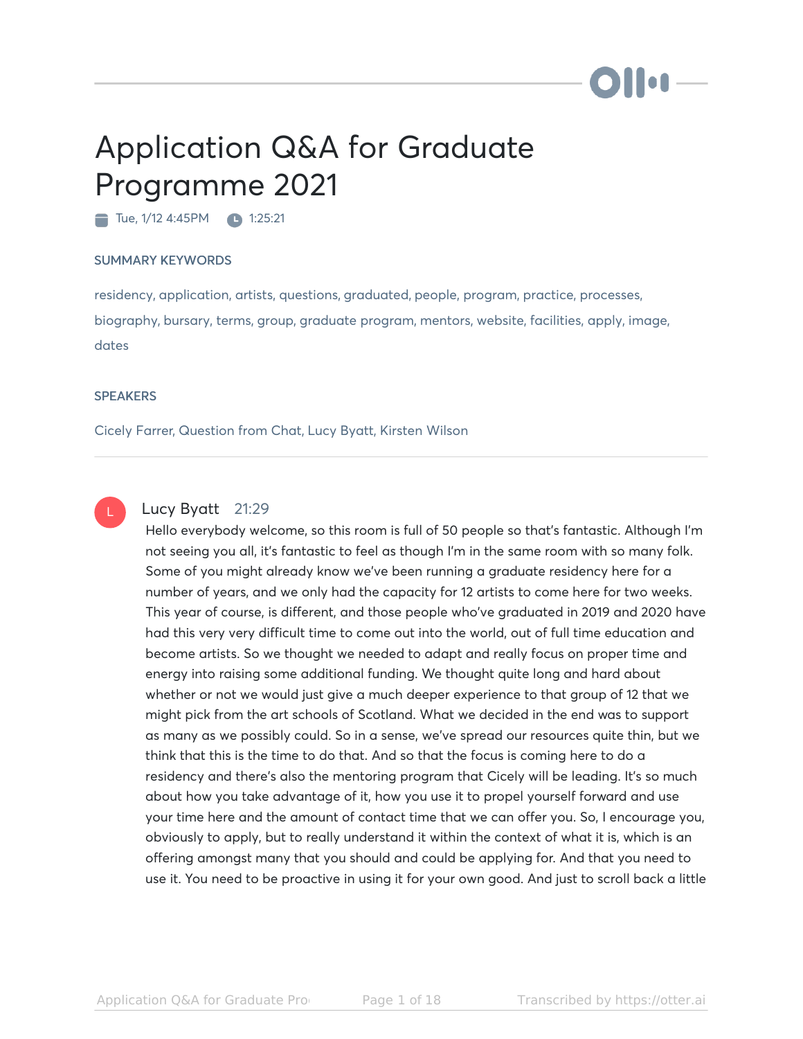# Application Q&A for Graduate Programme 2021

Tue, 1/12 4:45PM · 1:25:21

## SUMMARY KEYWORDS

residency, application, artists, questions, graduated, people, program, practice, processes, biography, bursary, terms, group, graduate program, mentors, website, facilities, apply, image, dates

## SPEAKERS

Cicely Farrer, Question from Chat, Lucy Byatt, Kirsten Wilson

---

**Lucy Byatt** 21:29

Hello everybody welcome, so this room is full of 50 people so that's fantastic. Although I'm not seeing you all, it's fantastic to feel as though I'm in the same room with so many folk. Some of you might already know we've been running a graduate residency here for a number of years, and we only had the capacity for 12 artists to come here for two weeks. This year of course, is different, and those people who've graduated in 2019 and 2020 have had this very very difficult time to come out into the world, out of full time education and become artists. So we thought we needed to adapt and really focus on proper time and energy into raising some additional funding. We thought quite long and hard about whether or not we would just give a much deeper experience to that group of 12 that we might pick from the art schools of Scotland. What we decided in the end was to support as many as we possibly could. So in a sense, we've spread our resources quite thin, but we think that this is the time to do that. And so that the focus is coming here to do a residency and there's also the mentoring program that Cicely will be leading. It's so much about how you take advantage of it, how you use it to propel yourself forward and use your time here and the amount of contact time that we can offer you. So, I encourage you, obviously to apply, but to really understand it within the context of what it is, which is an offering amongst many that you should and could be applying for. And that you need to use it. You need to be proactive in using it for your own good. And just to scroll back a little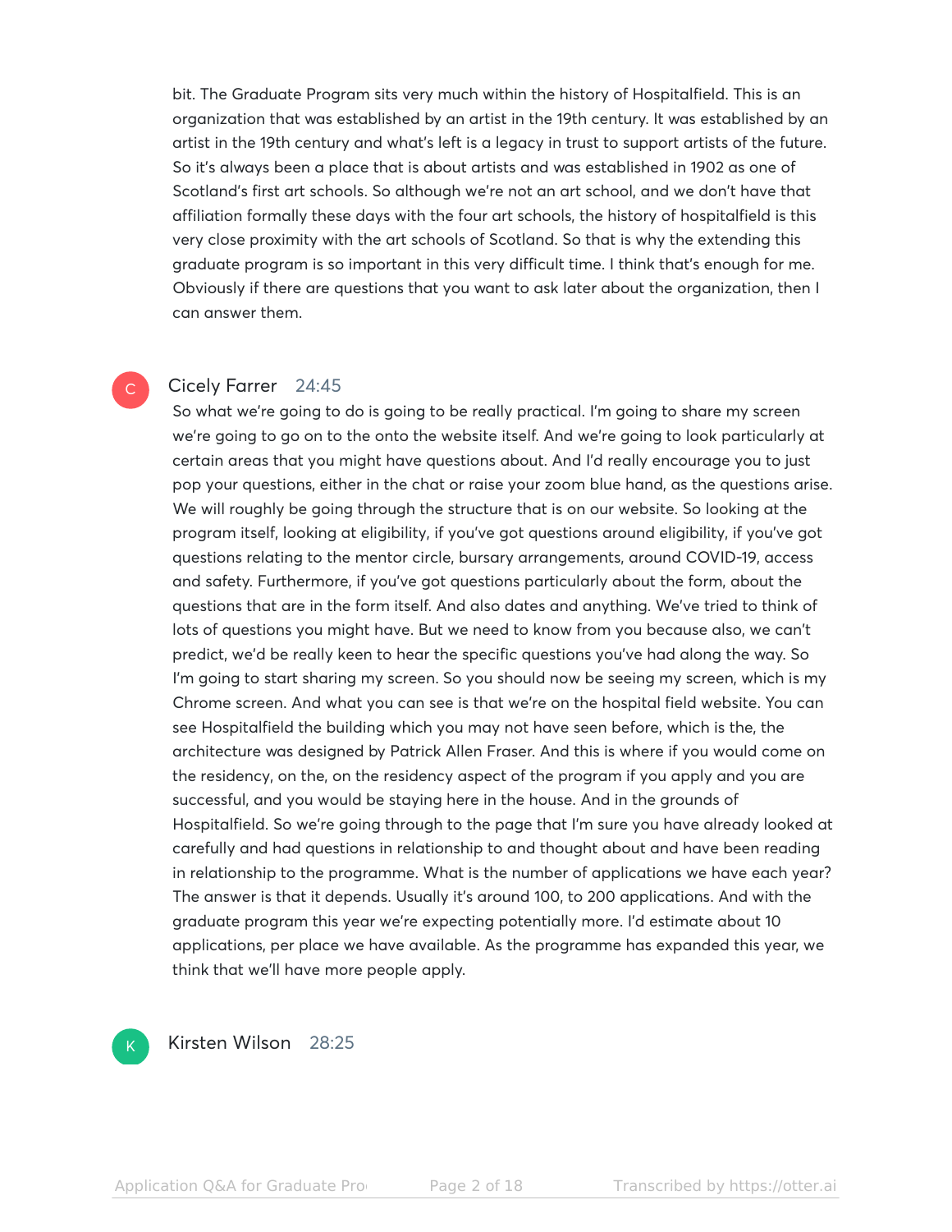bit. The Graduate Program sits very much within the history of Hospitalfield. This is an organization that was established by an artist in the 19th century. It was established by an artist in the 19th century and what's left is a legacy in trust to support artists of the future. So it's always been a place that is about artists and was established in 1902 as one of Scotland's first art schools. So although we're not an art school, and we don't have that affiliation formally these days with the four art schools, the history of hospitalfield is this very close proximity with the art schools of Scotland. So that is why the extending this graduate program is so important in this very difficult time. I think that's enough for me. Obviously if there are questions that you want to ask later about the organization, then I can answer them.

**Cicely Farrer** 24:45

So what we're going to do is going to be really practical. I'm going to share my screen we're going to go on to the onto the website itself. And we're going to look particularly at certain areas that you might have questions about. And I'd really encourage you to just pop your questions, either in the chat or raise your zoom blue hand, as the questions arise. We will roughly be going through the structure that is on our website. So looking at the program itself, looking at eligibility, if you've got questions around eligibility, if you've got questions relating to the mentor circle, bursary arrangements, around COVID-19, access and safety. Furthermore, if you've got questions particularly about the form, about the questions that are in the form itself. And also dates and anything. We've tried to think of lots of questions you might have. But we need to know from you because also, we can't predict, we'd be really keen to hear the specific questions you've had along the way. So I'm going to start sharing my screen. So you should now be seeing my screen, which is my Chrome screen. And what you can see is that we're on the hospital field website. You can see Hospitalfield the building which you may not have seen before, which is the, the architecture was designed by Patrick Allen Fraser. And this is where if you would come on the residency, on the, on the residency aspect of the program if you apply and you are successful, and you would be staying here in the house. And in the grounds of Hospitalfield. So we're going through to the page that I'm sure you have already looked at carefully and had questions in relationship to and thought about and have been reading in relationship to the programme. What is the number of applications we have each year? The answer is that it depends. Usually it's around 100, to 200 applications. And with the graduate program this year we're expecting potentially more. I'd estimate about 10 applications, per place we have available. As the programme has expanded this year, we think that we'll have more people apply.

**Kirsten Wilson** 28:25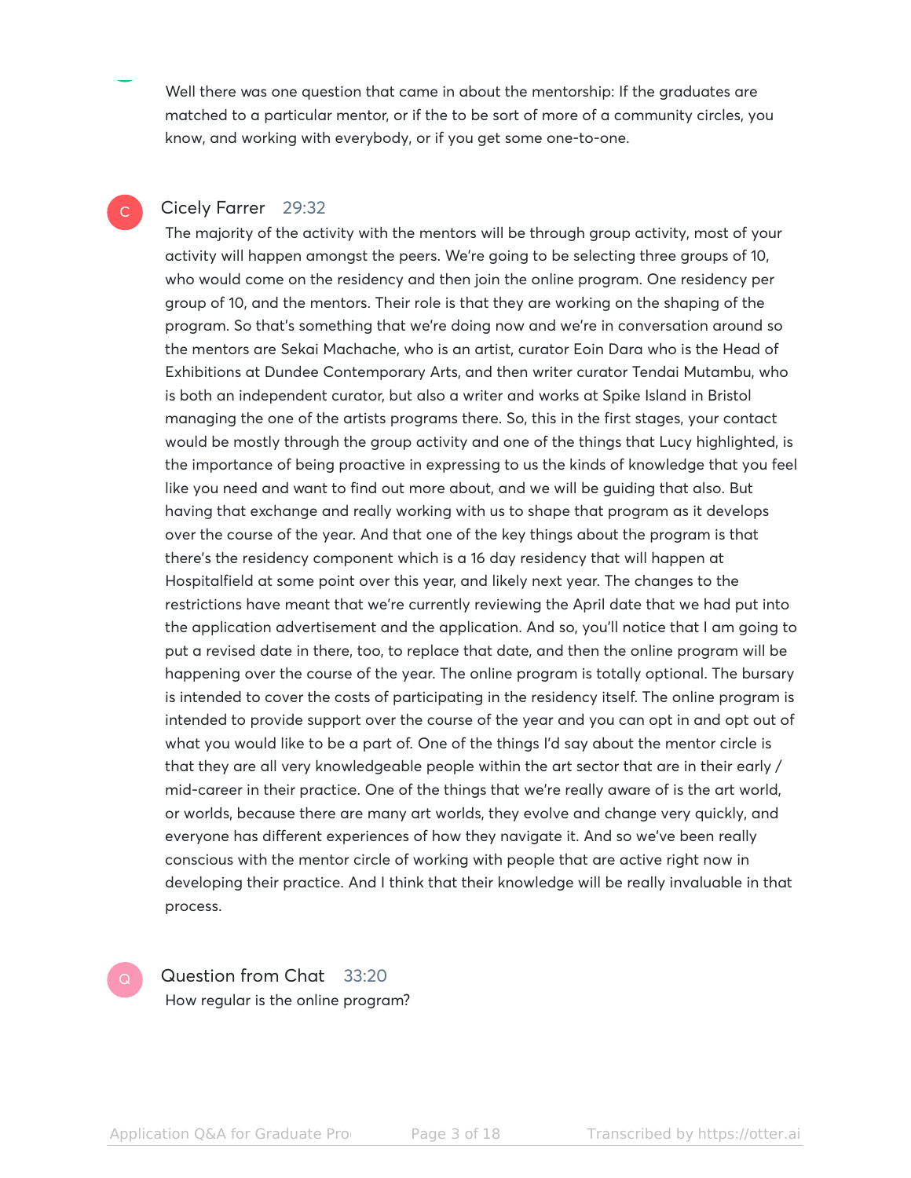Well there was one question that came in about the mentorship: If the graduates are matched to a particular mentor, or if the to be sort of more of a community circles, you know, and working with everybody, or if you get some one-to-one.

**Cicely Farrer** 29:32

The majority of the activity with the mentors will be through group activity, most of your activity will happen amongst the peers. We're going to be selecting three groups of 10, who would come on the residency and then join the online program. One residency per group of 10, and the mentors. Their role is that they are working on the shaping of the program. So that's something that we're doing now and we're in conversation around so the mentors are Sekai Machache, who is an artist, curator Eoin Dara who is the Head of Exhibitions at Dundee Contemporary Arts, and then writer curator Tendai Mutambu, who is both an independent curator, but also a writer and works at Spike Island in Bristol managing the one of the artists programs there. So, this in the first stages, your contact would be mostly through the group activity and one of the things that Lucy highlighted, is the importance of being proactive in expressing to us the kinds of knowledge that you feel like you need and want to find out more about, and we will be guiding that also. But having that exchange and really working with us to shape that program as it develops over the course of the year. And that one of the key things about the program is that there's the residency component which is a 16 day residency that will happen at Hospitalfield at some point over this year, and likely next year. The changes to the restrictions have meant that we're currently reviewing the April date that we had put into the application advertisement and the application. And so, you'll notice that I am going to put a revised date in there, too, to replace that date, and then the online program will be happening over the course of the year. The online program is totally optional. The bursary is intended to cover the costs of participating in the residency itself. The online program is intended to provide support over the course of the year and you can opt in and opt out of what you would like to be a part of. One of the things I'd say about the mentor circle is that they are all very knowledgeable people within the art sector that are in their early / mid-career in their practice. One of the things that we're really aware of is the art world, or worlds, because there are many art worlds, they evolve and change very quickly, and everyone has different experiences of how they navigate it. And so we've been really conscious with the mentor circle of working with people that are active right now in developing their practice. And I think that their knowledge will be really invaluable in that process.

**Question from Chat** 33:20

How regular is the online program?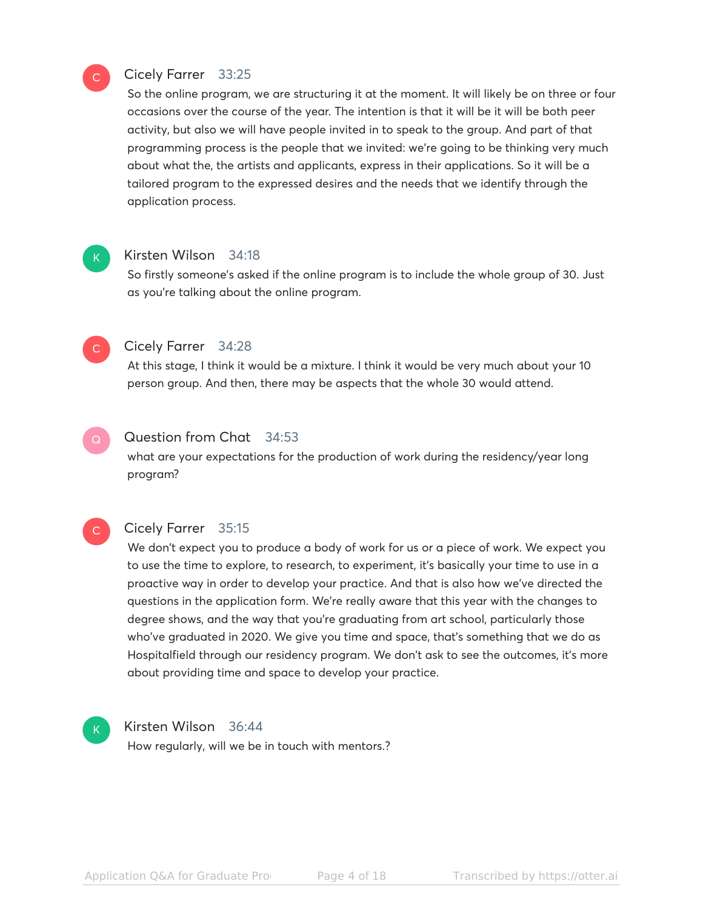**Cicely Farrer** 33:25

So the online program, we are structuring it at the moment. It will likely be on three or four occasions over the course of the year. The intention is that it will be it will be both peer activity, but also we will have people invited in to speak to the group. And part of that programming process is the people that we invited: we're going to be thinking very much about what the, the artists and applicants, express in their applications. So it will be a tailored program to the expressed desires and the needs that we identify through the application process.

**Kirsten Wilson** 34:18

So firstly someone's asked if the online program is to include the whole group of 30. Just as you're talking about the online program.

**Cicely Farrer** 34:28

At this stage, I think it would be a mixture. I think it would be very much about your 10 person group. And then, there may be aspects that the whole 30 would attend.

**Question from Chat** 34:53

what are your expectations for the production of work during the residency/year long program?

**Cicely Farrer** 35:15

We don't expect you to produce a body of work for us or a piece of work. We expect you to use the time to explore, to research, to experiment, it's basically your time to use in a proactive way in order to develop your practice. And that is also how we've directed the questions in the application form. We're really aware that this year with the changes to degree shows, and the way that you're graduating from art school, particularly those who've graduated in 2020. We give you time and space, that's something that we do as Hospitalfield through our residency program. We don't ask to see the outcomes, it's more about providing time and space to develop your practice.

**Kirsten Wilson** 36:44

How regularly, will we be in touch with mentors.?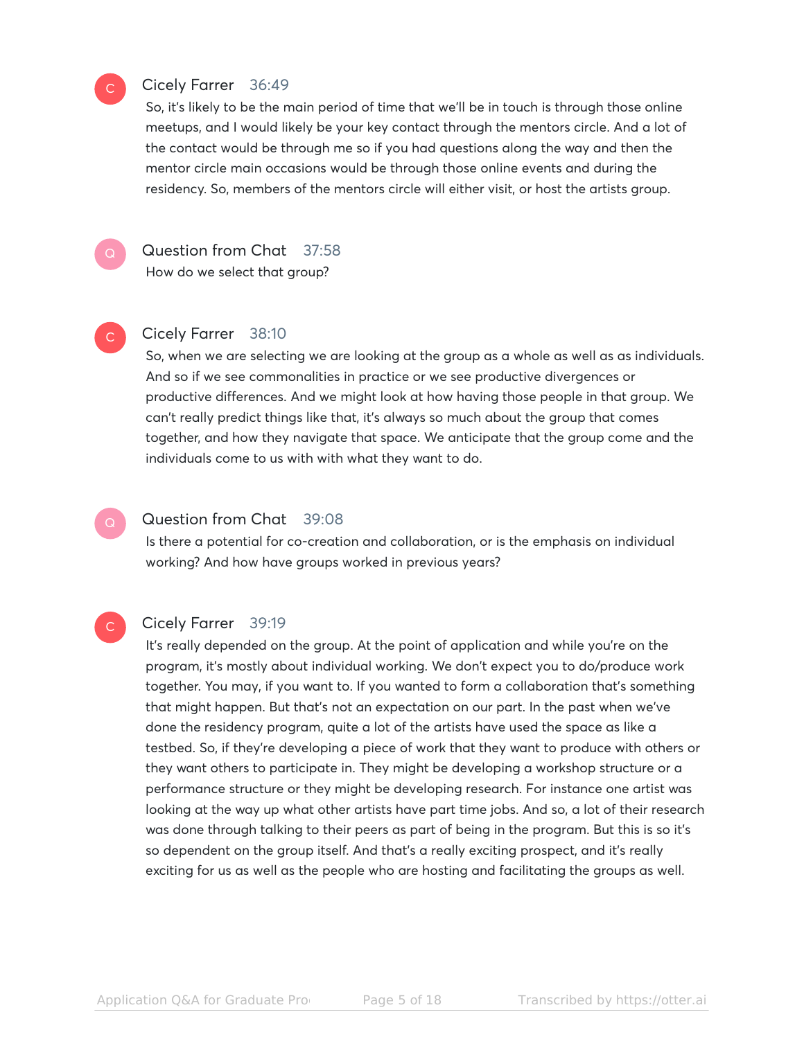**Cicely Farrer** 36:49

So, it's likely to be the main period of time that we'll be in touch is through those online meetups, and I would likely be your key contact through the mentors circle. And a lot of the contact would be through me so if you had questions along the way and then the mentor circle main occasions would be through those online events and during the residency. So, members of the mentors circle will either visit, or host the artists group.

**Question from Chat** 37:58

How do we select that group?

**Cicely Farrer** 38:10

So, when we are selecting we are looking at the group as a whole as well as as individuals. And so if we see commonalities in practice or we see productive divergences or productive differences. And we might look at how having those people in that group. We can't really predict things like that, it's always so much about the group that comes together, and how they navigate that space. We anticipate that the group come and the individuals come to us with with what they want to do.

**Question from Chat** 39:08

Is there a potential for co-creation and collaboration, or is the emphasis on individual working? And how have groups worked in previous years?

**Cicely Farrer** 39:19

It's really depended on the group. At the point of application and while you're on the program, it's mostly about individual working. We don't expect you to do/produce work together. You may, if you want to. If you wanted to form a collaboration that's something that might happen. But that's not an expectation on our part. In the past when we've done the residency program, quite a lot of the artists have used the space as like a testbed. So, if they're developing a piece of work that they want to produce with others or they want others to participate in. They might be developing a workshop structure or a performance structure or they might be developing research. For instance one artist was looking at the way up what other artists have part time jobs. And so, a lot of their research was done through talking to their peers as part of being in the program. But this is so it's so dependent on the group itself. And that's a really exciting prospect, and it's really exciting for us as well as the people who are hosting and facilitating the groups as well.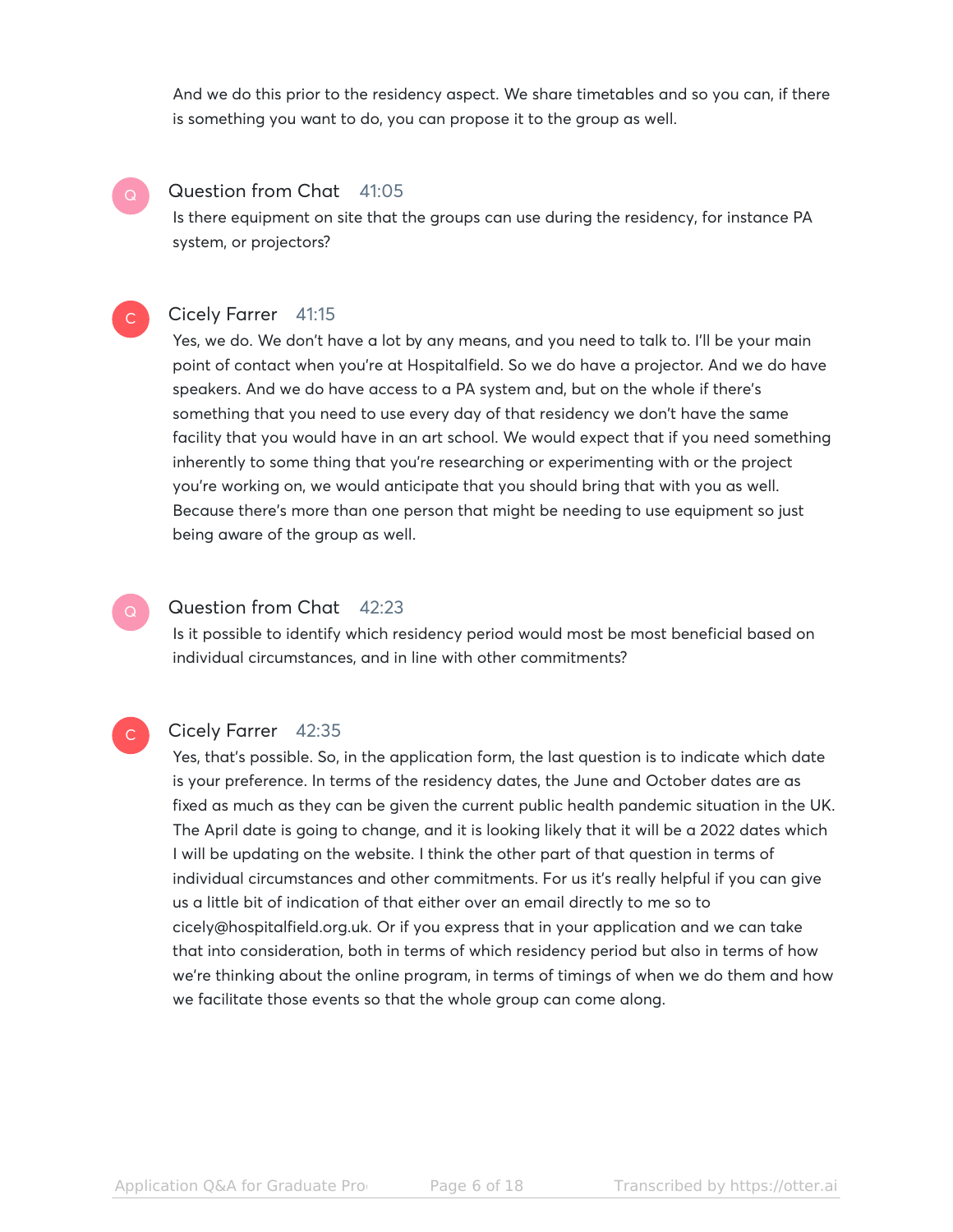And we do this prior to the residency aspect. We share timetables and so you can, if there is something you want to do, you can propose it to the group as well.

**Question from Chat** 41:05

Is there equipment on site that the groups can use during the residency, for instance PA system, or projectors?

**Cicely Farrer** 41:15

Yes, we do. We don't have a lot by any means, and you need to talk to. I'll be your main point of contact when you're at Hospitalfield. So we do have a projector. And we do have speakers. And we do have access to a PA system and, but on the whole if there's something that you need to use every day of that residency we don't have the same facility that you would have in an art school. We would expect that if you need something inherently to some thing that you're researching or experimenting with or the project you're working on, we would anticipate that you should bring that with you as well. Because there's more than one person that might be needing to use equipment so just being aware of the group as well.

**Question from Chat** 42:23

Is it possible to identify which residency period would most be most beneficial based on individual circumstances, and in line with other commitments?

**Cicely Farrer** 42:35

Yes, that's possible. So, in the application form, the last question is to indicate which date is your preference. In terms of the residency dates, the June and October dates are as fixed as much as they can be given the current public health pandemic situation in the UK. The April date is going to change, and it is looking likely that it will be a 2022 dates which I will be updating on the website. I think the other part of that question in terms of individual circumstances and other commitments. For us it's really helpful if you can give us a little bit of indication of that either over an email directly to me so to cicely@hospitalfield.org.uk. Or if you express that in your application and we can take that into consideration, both in terms of which residency period but also in terms of how we're thinking about the online program, in terms of timings of when we do them and how we facilitate those events so that the whole group can come along.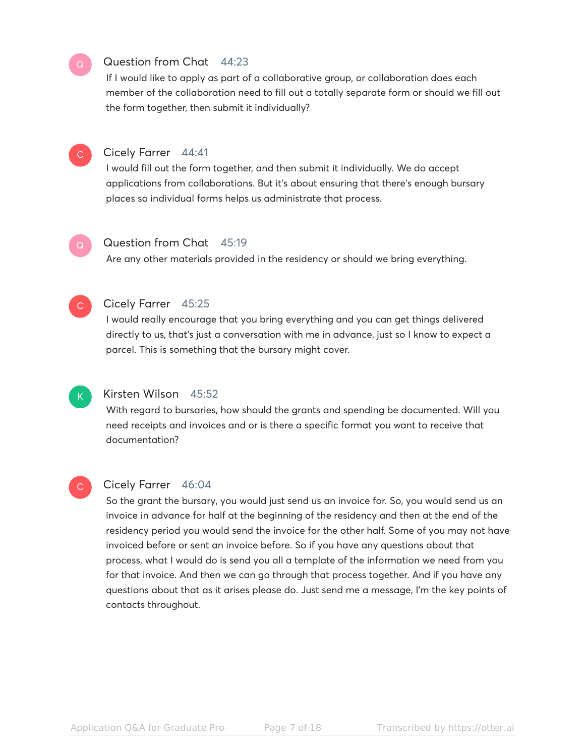**Question from Chat** 44:23

If I would like to apply as part of a collaborative group, or collaboration does each member of the collaboration need to fill out a totally separate form or should we fill out the form together, then submit it individually?

**Cicely Farrer** 44:41

I would fill out the form together, and then submit it individually. We do accept applications from collaborations. But it's about ensuring that there's enough bursary places so individual forms helps us administrate that process.

**Question from Chat** 45:19

Are any other materials provided in the residency or should we bring everything.

**Cicely Farrer** 45:25

I would really encourage that you bring everything and you can get things delivered directly to us, that's just a conversation with me in advance, just so I know to expect a parcel. This is something that the bursary might cover.

**Kirsten Wilson** 45:52

With regard to bursaries, how should the grants and spending be documented. Will you need receipts and invoices and or is there a specific format you want to receive that documentation?

**Cicely Farrer** 46:04

So the grant the bursary, you would just send us an invoice for. So, you would send us an invoice in advance for half at the beginning of the residency and then at the end of the residency period you would send the invoice for the other half. Some of you may not have invoiced before or sent an invoice before. So if you have any questions about that process, what I would do is send you all a template of the information we need from you for that invoice. And then we can go through that process together. And if you have any questions about that as it arises please do. Just send me a message, I'm the key points of contacts throughout.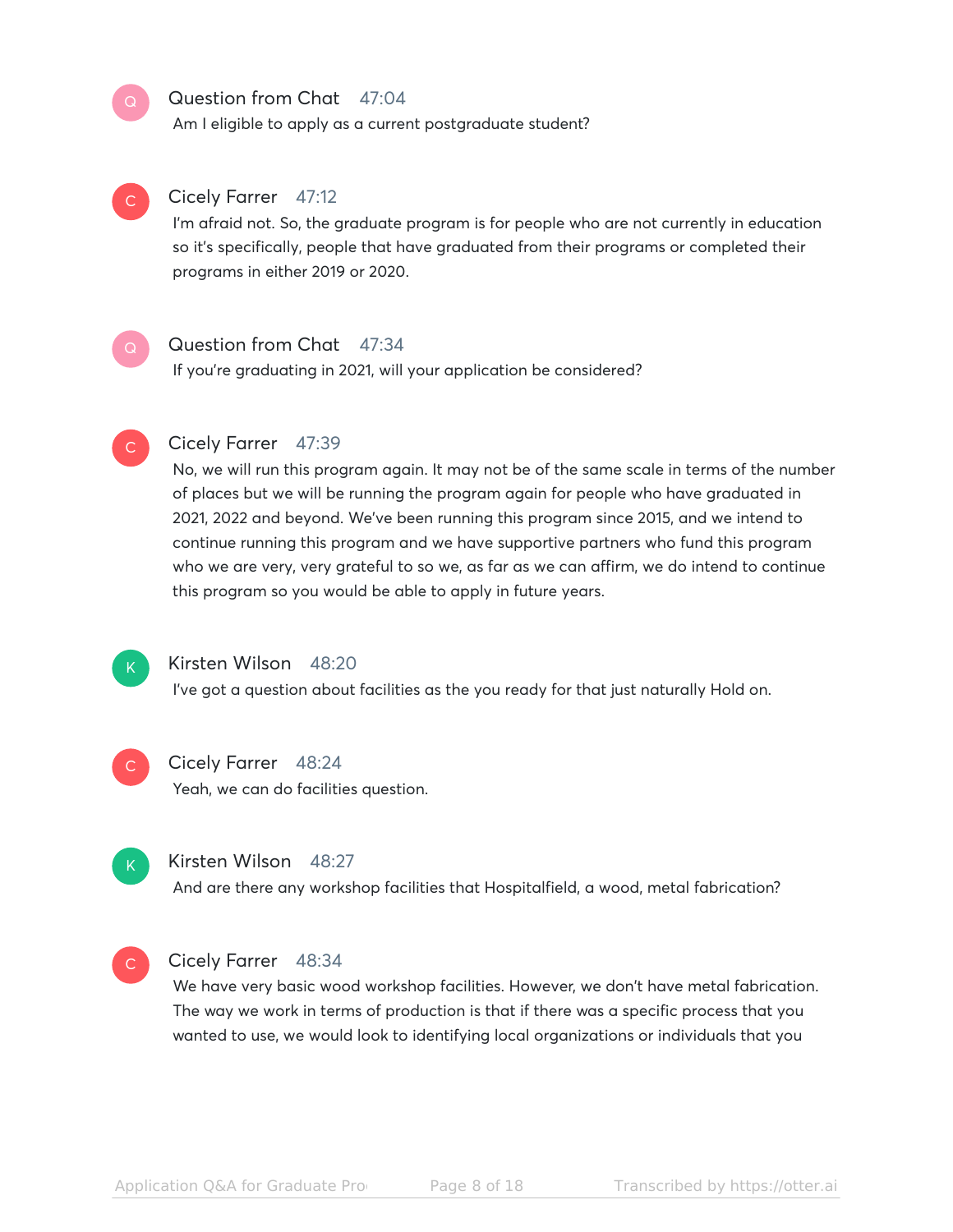**Question from Chat** 47:04

Am I eligible to apply as a current postgraduate student?

**Cicely Farrer** 47:12

I'm afraid not. So, the graduate program is for people who are not currently in education so it's specifically, people that have graduated from their programs or completed their programs in either 2019 or 2020.

**Question from Chat** 47:34

If you're graduating in 2021, will your application be considered?

**Cicely Farrer** 47:39

No, we will run this program again. It may not be of the same scale in terms of the number of places but we will be running the program again for people who have graduated in 2021, 2022 and beyond. We've been running this program since 2015, and we intend to continue running this program and we have supportive partners who fund this program who we are very, very grateful to so we, as far as we can affirm, we do intend to continue this program so you would be able to apply in future years.

**Kirsten Wilson** 48:20

I've got a question about facilities as the you ready for that just naturally Hold on.

**Cicely Farrer** 48:24

Yeah, we can do facilities question.

**Kirsten Wilson** 48:27

And are there any workshop facilities that Hospitalfield, a wood, metal fabrication?

**Cicely Farrer** 48:34

We have very basic wood workshop facilities. However, we don't have metal fabrication. The way we work in terms of production is that if there was a specific process that you wanted to use, we would look to identifying local organizations or individuals that you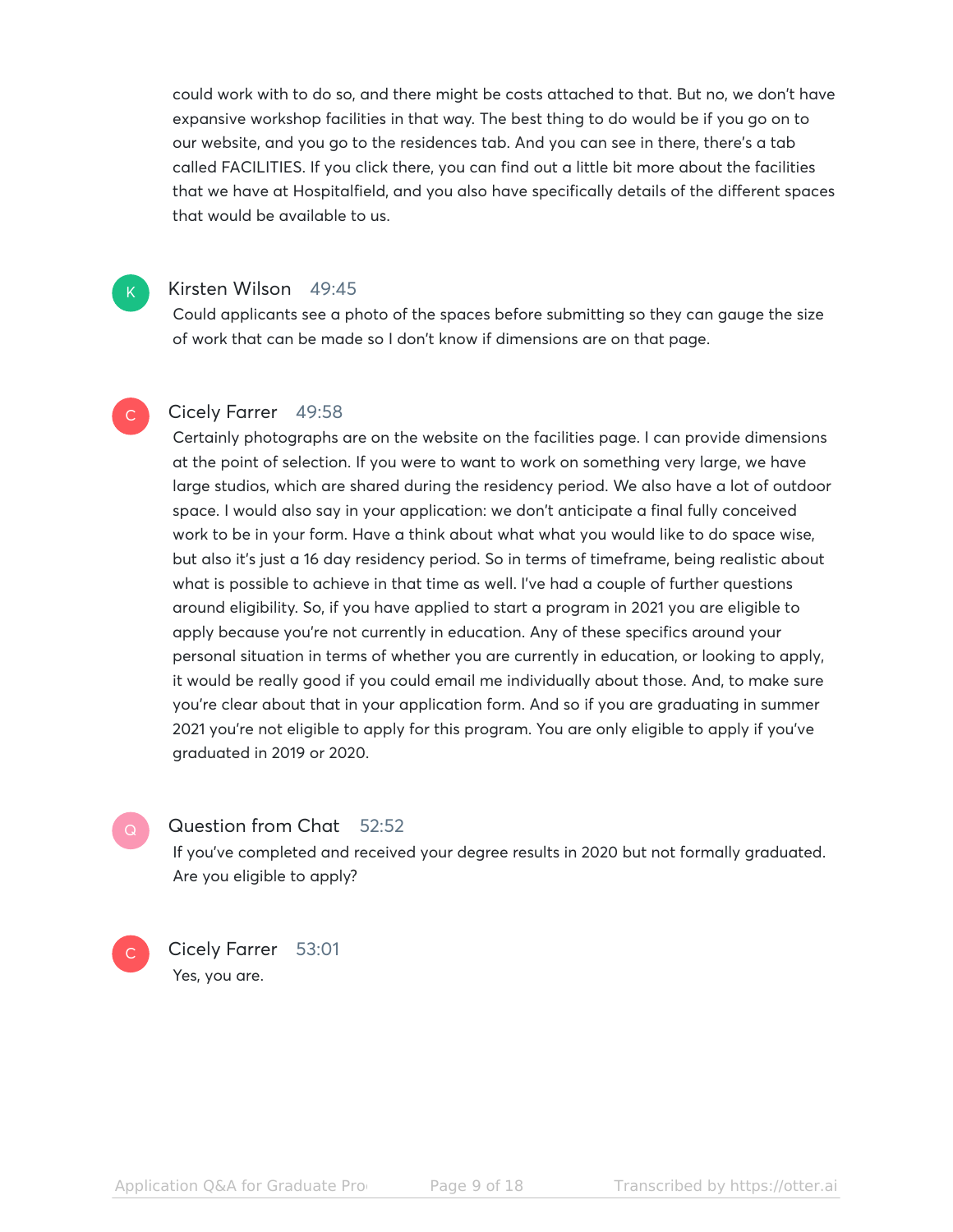could work with to do so, and there might be costs attached to that. But no, we don't have expansive workshop facilities in that way. The best thing to do would be if you go on to our website, and you go to the residences tab. And you can see in there, there's a tab called FACILITIES. If you click there, you can find out a little bit more about the facilities that we have at Hospitalfield, and you also have specifically details of the different spaces that would be available to us.

**Kirsten Wilson** 49:45

Could applicants see a photo of the spaces before submitting so they can gauge the size of work that can be made so I don't know if dimensions are on that page.

**Cicely Farrer** 49:58

Certainly photographs are on the website on the facilities page. I can provide dimensions at the point of selection. If you were to want to work on something very large, we have large studios, which are shared during the residency period. We also have a lot of outdoor space. I would also say in your application: we don't anticipate a final fully conceived work to be in your form. Have a think about what what you would like to do space wise, but also it's just a 16 day residency period. So in terms of timeframe, being realistic about what is possible to achieve in that time as well. I've had a couple of further questions around eligibility. So, if you have applied to start a program in 2021 you are eligible to apply because you're not currently in education. Any of these specifics around your personal situation in terms of whether you are currently in education, or looking to apply, it would be really good if you could email me individually about those. And, to make sure you're clear about that in your application form. And so if you are graduating in summer 2021 you're not eligible to apply for this program. You are only eligible to apply if you've graduated in 2019 or 2020.

**Question from Chat** 52:52

If you've completed and received your degree results in 2020 but not formally graduated. Are you eligible to apply?

**Cicely Farrer** 53:01

Yes, you are.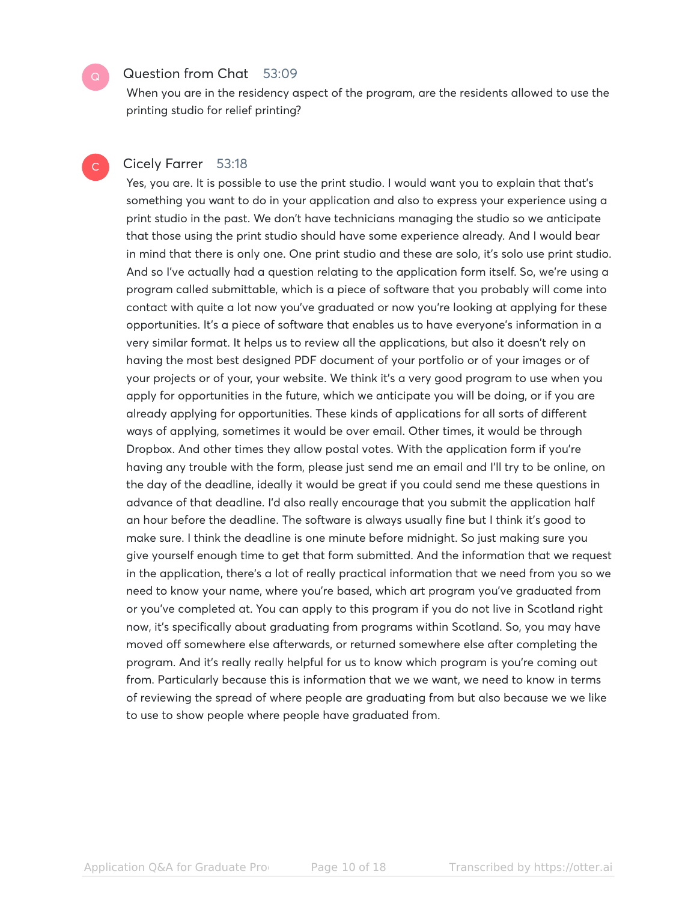**Question from Chat** 53:09

When you are in the residency aspect of the program, are the residents allowed to use the printing studio for relief printing?

**Cicely Farrer** 53:18

Yes, you are. It is possible to use the print studio. I would want you to explain that that's something you want to do in your application and also to express your experience using a print studio in the past. We don't have technicians managing the studio so we anticipate that those using the print studio should have some experience already. And I would bear in mind that there is only one. One print studio and these are solo, it's solo use print studio. And so I've actually had a question relating to the application form itself. So, we're using a program called submittable, which is a piece of software that you probably will come into contact with quite a lot now you've graduated or now you're looking at applying for these opportunities. It's a piece of software that enables us to have everyone's information in a very similar format. It helps us to review all the applications, but also it doesn't rely on having the most best designed PDF document of your portfolio or of your images or of your projects or of your, your website. We think it's a very good program to use when you apply for opportunities in the future, which we anticipate you will be doing, or if you are already applying for opportunities. These kinds of applications for all sorts of different ways of applying, sometimes it would be over email. Other times, it would be through Dropbox. And other times they allow postal votes. With the application form if you're having any trouble with the form, please just send me an email and I'll try to be online, on the day of the deadline, ideally it would be great if you could send me these questions in advance of that deadline. I'd also really encourage that you submit the application half an hour before the deadline. The software is always usually fine but I think it's good to make sure. I think the deadline is one minute before midnight. So just making sure you give yourself enough time to get that form submitted. And the information that we request in the application, there's a lot of really practical information that we need from you so we need to know your name, where you're based, which art program you've graduated from or you've completed at. You can apply to this program if you do not live in Scotland right now, it's specifically about graduating from programs within Scotland. So, you may have moved off somewhere else afterwards, or returned somewhere else after completing the program. And it's really really helpful for us to know which program is you're coming out from. Particularly because this is information that we we want, we need to know in terms of reviewing the spread of where people are graduating from but also because we we like to use to show people where people have graduated from.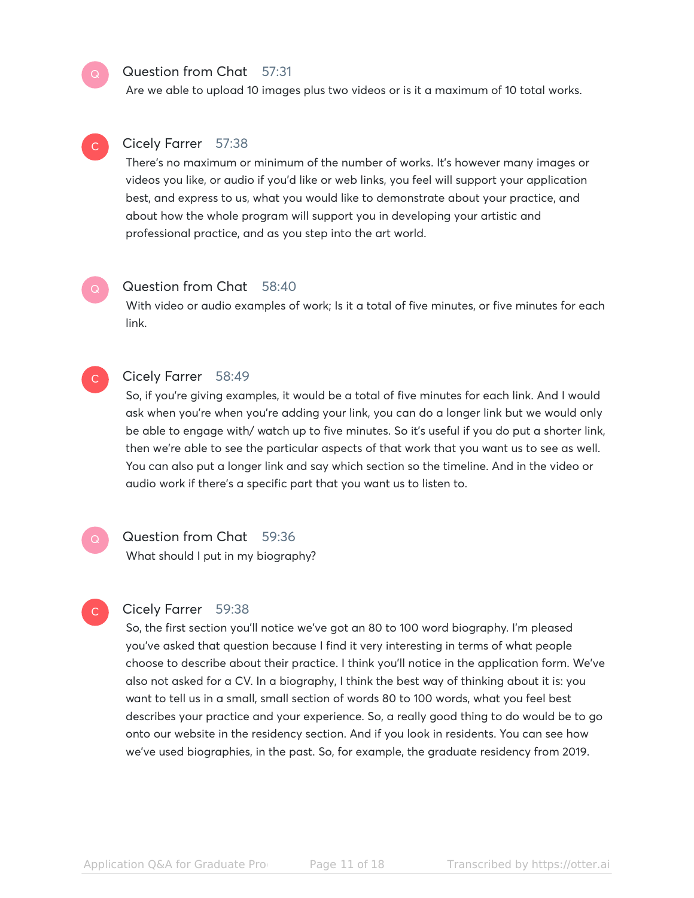**Question from Chat** 57:31

Are we able to upload 10 images plus two videos or is it a maximum of 10 total works.

**Cicely Farrer** 57:38

There's no maximum or minimum of the number of works. It's however many images or videos you like, or audio if you'd like or web links, you feel will support your application best, and express to us, what you would like to demonstrate about your practice, and about how the whole program will support you in developing your artistic and professional practice, and as you step into the art world.

**Question from Chat** 58:40

With video or audio examples of work; Is it a total of five minutes, or five minutes for each link.

**Cicely Farrer** 58:49

So, if you're giving examples, it would be a total of five minutes for each link. And I would ask when you're when you're adding your link, you can do a longer link but we would only be able to engage with/ watch up to five minutes. So it's useful if you do put a shorter link, then we're able to see the particular aspects of that work that you want us to see as well. You can also put a longer link and say which section so the timeline. And in the video or audio work if there's a specific part that you want us to listen to.

**Question from Chat** 59:36

What should I put in my biography?

**Cicely Farrer** 59:38

So, the first section you'll notice we've got an 80 to 100 word biography. I'm pleased you've asked that question because I find it very interesting in terms of what people choose to describe about their practice. I think you'll notice in the application form. We've also not asked for a CV. In a biography, I think the best way of thinking about it is: you want to tell us in a small, small section of words 80 to 100 words, what you feel best describes your practice and your experience. So, a really good thing to do would be to go onto our website in the residency section. And if you look in residents. You can see how we've used biographies, in the past. So, for example, the graduate residency from 2019.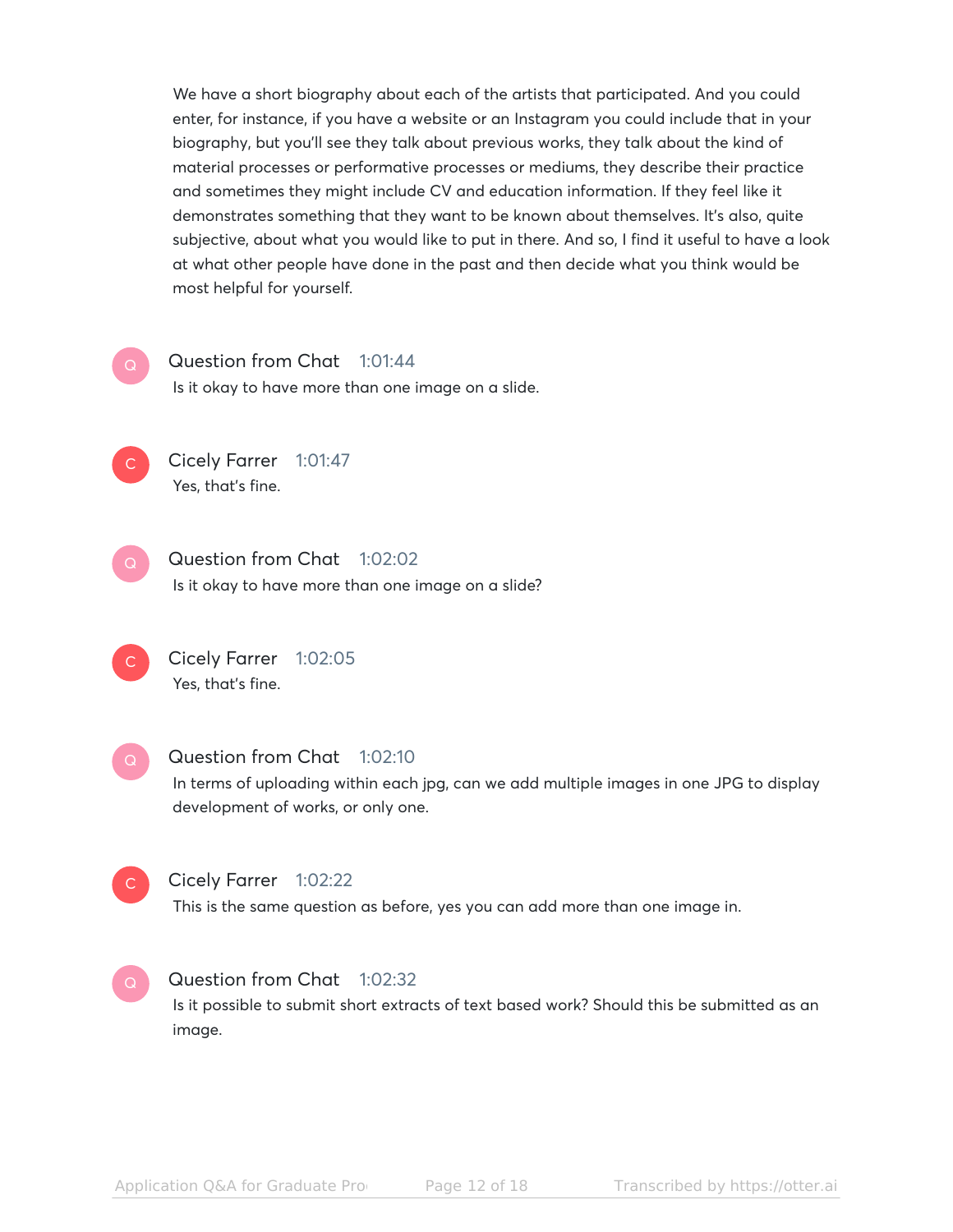We have a short biography about each of the artists that participated. And you could enter, for instance, if you have a website or an Instagram you could include that in your biography, but you'll see they talk about previous works, they talk about the kind of material processes or performative processes or mediums, they describe their practice and sometimes they might include CV and education information. If they feel like it demonstrates something that they want to be known about themselves. It's also, quite subjective, about what you would like to put in there. And so, I find it useful to have a look at what other people have done in the past and then decide what you think would be most helpful for yourself.

**Question from Chat** 1:01:44

Is it okay to have more than one image on a slide.

**Cicely Farrer** 1:01:47

Yes, that's fine.

**Question from Chat** 1:02:02

Is it okay to have more than one image on a slide?

**Cicely Farrer** 1:02:05

Yes, that's fine.

**Question from Chat** 1:02:10

In terms of uploading within each jpg, can we add multiple images in one JPG to display development of works, or only one.

**Cicely Farrer** 1:02:22

This is the same question as before, yes you can add more than one image in.

**Question from Chat** 1:02:32

Is it possible to submit short extracts of text based work? Should this be submitted as an image.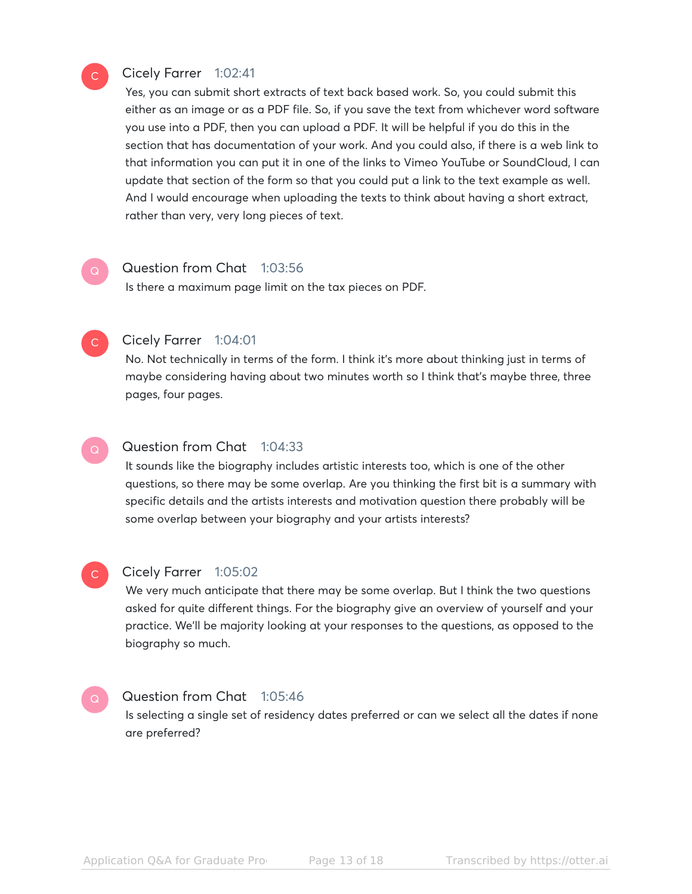**Cicely Farrer** 1:02:41

Yes, you can submit short extracts of text back based work. So, you could submit this either as an image or as a PDF file. So, if you save the text from whichever word software you use into a PDF, then you can upload a PDF. It will be helpful if you do this in the section that has documentation of your work. And you could also, if there is a web link to that information you can put it in one of the links to Vimeo YouTube or SoundCloud, I can update that section of the form so that you could put a link to the text example as well. And I would encourage when uploading the texts to think about having a short extract, rather than very, very long pieces of text.

**Question from Chat** 1:03:56

Is there a maximum page limit on the tax pieces on PDF.

**Cicely Farrer** 1:04:01

No. Not technically in terms of the form. I think it's more about thinking just in terms of maybe considering having about two minutes worth so I think that's maybe three, three pages, four pages.

**Question from Chat** 1:04:33

It sounds like the biography includes artistic interests too, which is one of the other questions, so there may be some overlap. Are you thinking the first bit is a summary with specific details and the artists interests and motivation question there probably will be some overlap between your biography and your artists interests?

**Cicely Farrer** 1:05:02

We very much anticipate that there may be some overlap. But I think the two questions asked for quite different things. For the biography give an overview of yourself and your practice. We'll be majority looking at your responses to the questions, as opposed to the biography so much.

**Question from Chat** 1:05:46

Is selecting a single set of residency dates preferred or can we select all the dates if none are preferred?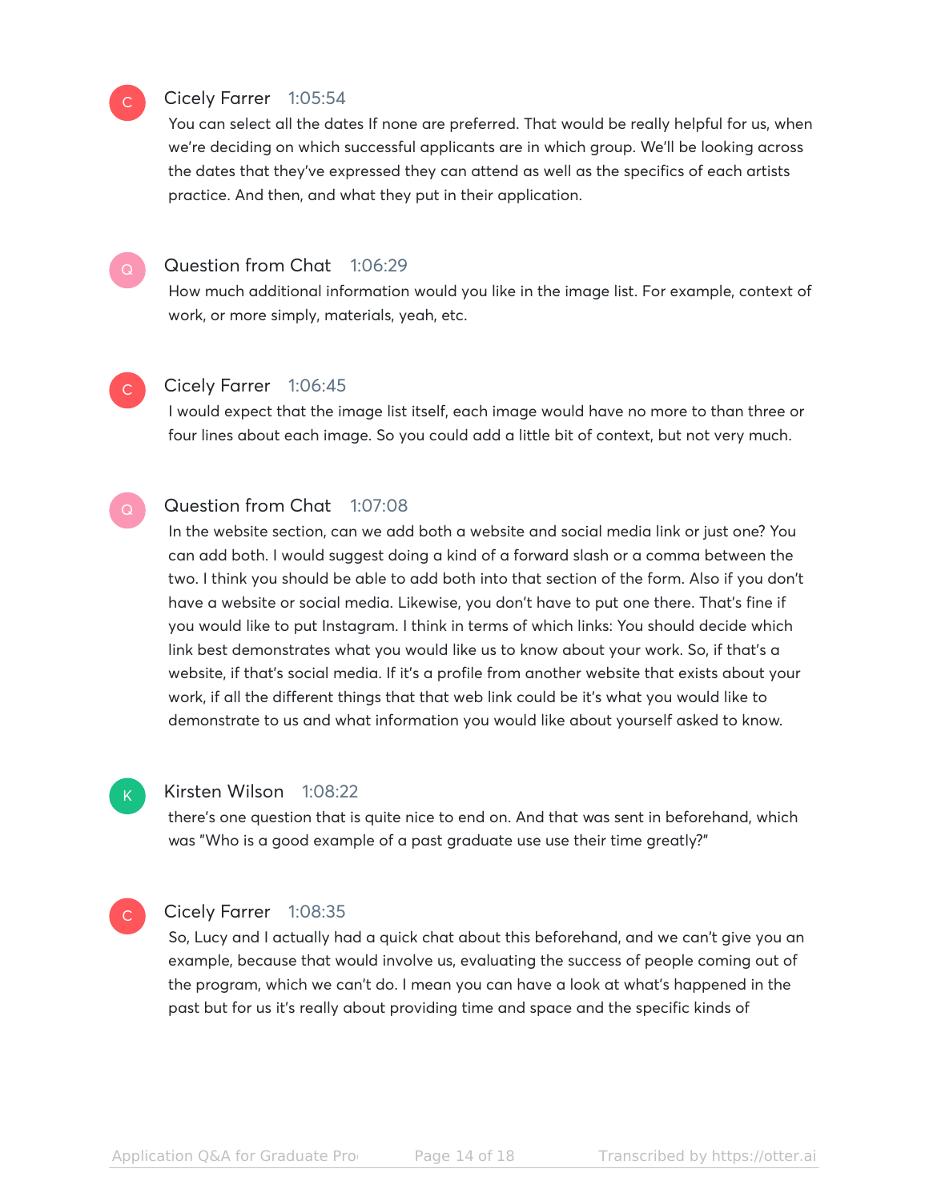**Cicely Farrer** 1:05:54

You can select all the dates If none are preferred. That would be really helpful for us, when we're deciding on which successful applicants are in which group. We'll be looking across the dates that they've expressed they can attend as well as the specifics of each artists practice. And then, and what they put in their application.

**Question from Chat** 1:06:29

How much additional information would you like in the image list. For example, context of work, or more simply, materials, yeah, etc.

**Cicely Farrer** 1:06:45

I would expect that the image list itself, each image would have no more to than three or four lines about each image. So you could add a little bit of context, but not very much.

**Question from Chat** 1:07:08

In the website section, can we add both a website and social media link or just one? You can add both. I would suggest doing a kind of a forward slash or a comma between the two. I think you should be able to add both into that section of the form. Also if you don't have a website or social media. Likewise, you don't have to put one there. That's fine if you would like to put Instagram. I think in terms of which links: You should decide which link best demonstrates what you would like us to know about your work. So, if that's a website, if that's social media. If it's a profile from another website that exists about your work, if all the different things that that web link could be it's what you would like to demonstrate to us and what information you would like about yourself asked to know.

**Kirsten Wilson** 1:08:22

there's one question that is quite nice to end on. And that was sent in beforehand, which was "Who is a good example of a past graduate use use their time greatly?"

**Cicely Farrer** 1:08:35

So, Lucy and I actually had a quick chat about this beforehand, and we can't give you an example, because that would involve us, evaluating the success of people coming out of the program, which we can't do. I mean you can have a look at what's happened in the past but for us it's really about providing time and space and the specific kinds of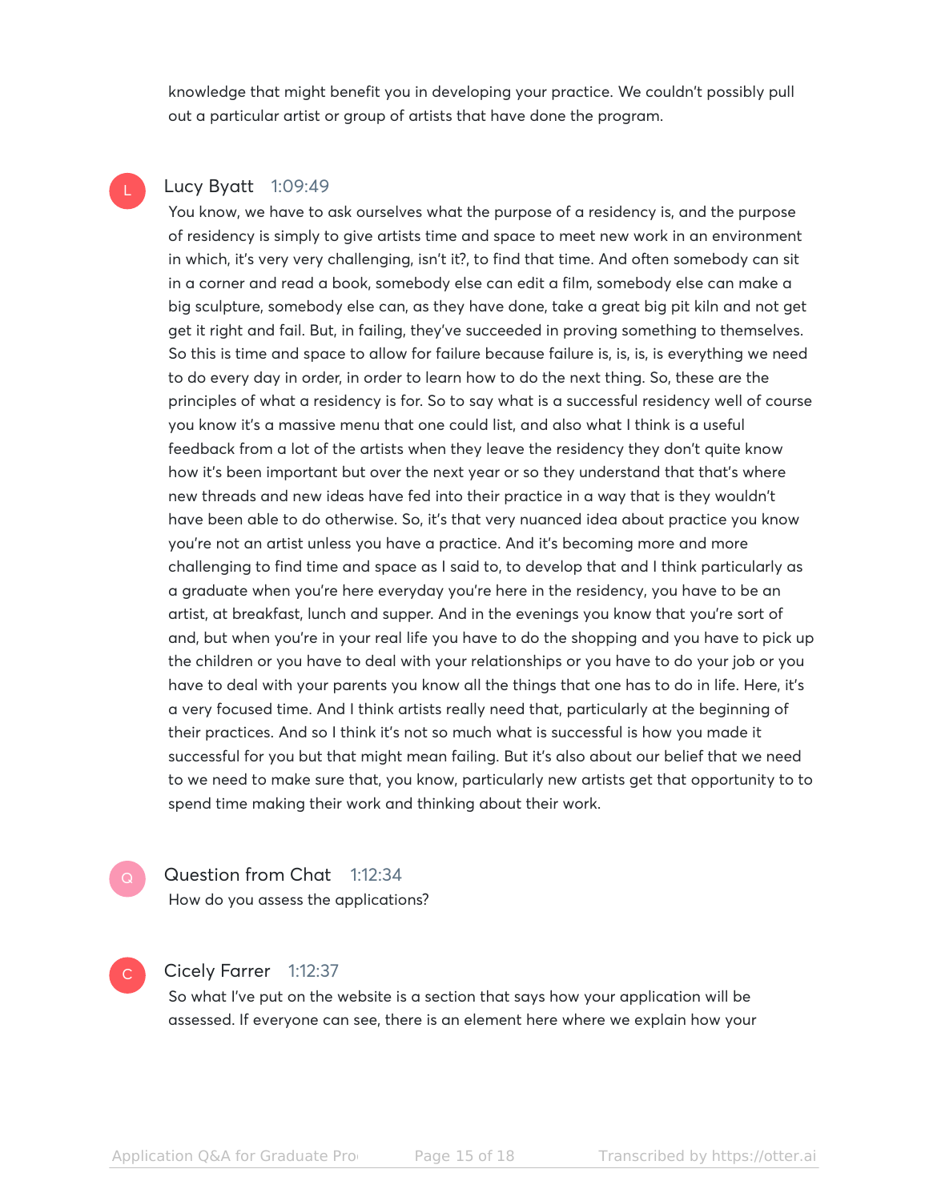knowledge that might benefit you in developing your practice. We couldn't possibly pull out a particular artist or group of artists that have done the program.

**Lucy Byatt** 1:09:49

You know, we have to ask ourselves what the purpose of a residency is, and the purpose of residency is simply to give artists time and space to meet new work in an environment in which, it's very very challenging, isn't it?, to find that time. And often somebody can sit in a corner and read a book, somebody else can edit a film, somebody else can make a big sculpture, somebody else can, as they have done, take a great big pit kiln and not get get it right and fail. But, in failing, they've succeeded in proving something to themselves. So this is time and space to allow for failure because failure is, is, is, is everything we need to do every day in order, in order to learn how to do the next thing. So, these are the principles of what a residency is for. So to say what is a successful residency well of course you know it's a massive menu that one could list, and also what I think is a useful feedback from a lot of the artists when they leave the residency they don't quite know how it's been important but over the next year or so they understand that that's where new threads and new ideas have fed into their practice in a way that is they wouldn't have been able to do otherwise. So, it's that very nuanced idea about practice you know you're not an artist unless you have a practice. And it's becoming more and more challenging to find time and space as I said to, to develop that and I think particularly as a graduate when you're here everyday you're here in the residency, you have to be an artist, at breakfast, lunch and supper. And in the evenings you know that you're sort of and, but when you're in your real life you have to do the shopping and you have to pick up the children or you have to deal with your relationships or you have to do your job or you have to deal with your parents you know all the things that one has to do in life. Here, it's a very focused time. And I think artists really need that, particularly at the beginning of their practices. And so I think it's not so much what is successful is how you made it successful for you but that might mean failing. But it's also about our belief that we need to we need to make sure that, you know, particularly new artists get that opportunity to to spend time making their work and thinking about their work.

**Question from Chat** 1:12:34

How do you assess the applications?

**Cicely Farrer** 1:12:37

So what I've put on the website is a section that says how your application will be assessed. If everyone can see, there is an element here where we explain how your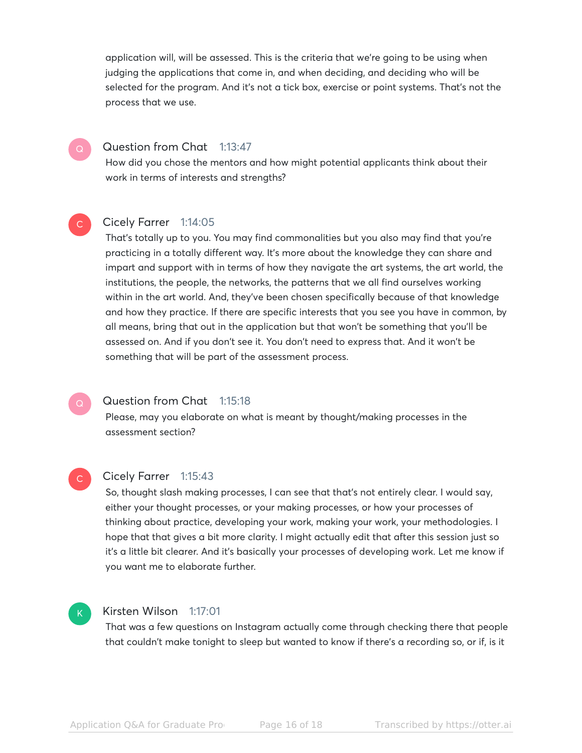application will, will be assessed. This is the criteria that we're going to be using when judging the applications that come in, and when deciding, and deciding who will be selected for the program. And it's not a tick box, exercise or point systems. That's not the process that we use.

**Question from Chat** 1:13:47

How did you chose the mentors and how might potential applicants think about their work in terms of interests and strengths?

**Cicely Farrer** 1:14:05

That's totally up to you. You may find commonalities but you also may find that you're practicing in a totally different way. It's more about the knowledge they can share and impart and support with in terms of how they navigate the art systems, the art world, the institutions, the people, the networks, the patterns that we all find ourselves working within in the art world. And, they've been chosen specifically because of that knowledge and how they practice. If there are specific interests that you see you have in common, by all means, bring that out in the application but that won't be something that you'll be assessed on. And if you don't see it. You don't need to express that. And it won't be something that will be part of the assessment process.

**Question from Chat** 1:15:18

Please, may you elaborate on what is meant by thought/making processes in the assessment section?

**Cicely Farrer** 1:15:43

So, thought slash making processes, I can see that that's not entirely clear. I would say, either your thought processes, or your making processes, or how your processes of thinking about practice, developing your work, making your work, your methodologies. I hope that that gives a bit more clarity. I might actually edit that after this session just so it's a little bit clearer. And it's basically your processes of developing work. Let me know if you want me to elaborate further.

**Kirsten Wilson** 1:17:01

That was a few questions on Instagram actually come through checking there that people that couldn't make tonight to sleep but wanted to know if there's a recording so, or if, is it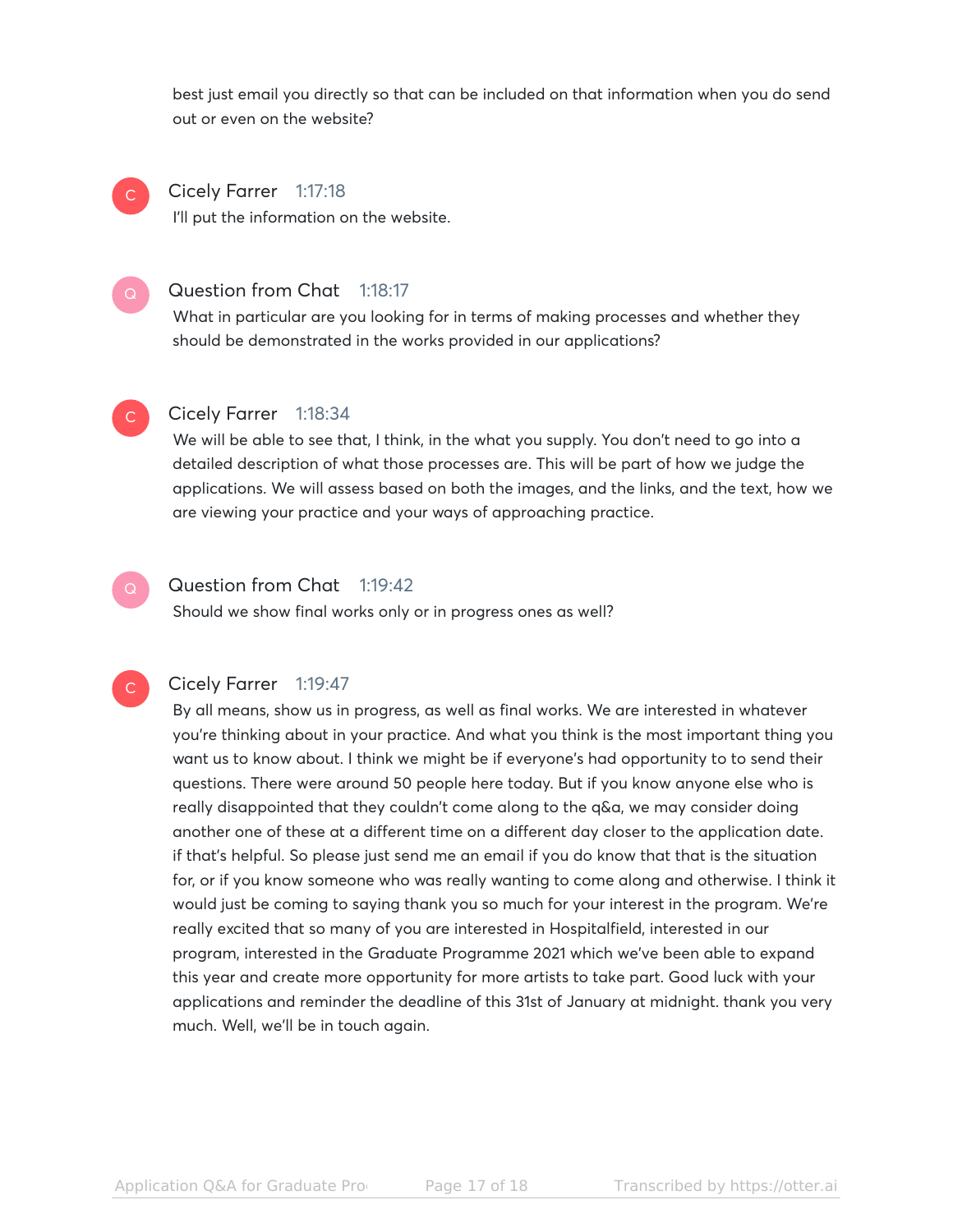best just email you directly so that can be included on that information when you do send out or even on the website?

**Cicely Farrer** 1:17:18

I'll put the information on the website.

**Question from Chat** 1:18:17

What in particular are you looking for in terms of making processes and whether they should be demonstrated in the works provided in our applications?

**Cicely Farrer** 1:18:34

We will be able to see that, I think, in the what you supply. You don't need to go into a detailed description of what those processes are. This will be part of how we judge the applications. We will assess based on both the images, and the links, and the text, how we are viewing your practice and your ways of approaching practice.

**Question from Chat** 1:19:42

Should we show final works only or in progress ones as well?

**Cicely Farrer** 1:19:47

By all means, show us in progress, as well as final works. We are interested in whatever you're thinking about in your practice. And what you think is the most important thing you want us to know about. I think we might be if everyone's had opportunity to to send their questions. There were around 50 people here today. But if you know anyone else who is really disappointed that they couldn't come along to the q&a, we may consider doing another one of these at a different time on a different day closer to the application date. if that's helpful. So please just send me an email if you do know that that is the situation for, or if you know someone who was really wanting to come along and otherwise. I think it would just be coming to saying thank you so much for your interest in the program. We're really excited that so many of you are interested in Hospitalfield, interested in our program, interested in the Graduate Programme 2021 which we've been able to expand this year and create more opportunity for more artists to take part. Good luck with your applications and reminder the deadline of this 31st of January at midnight. thank you very much. Well, we'll be in touch again.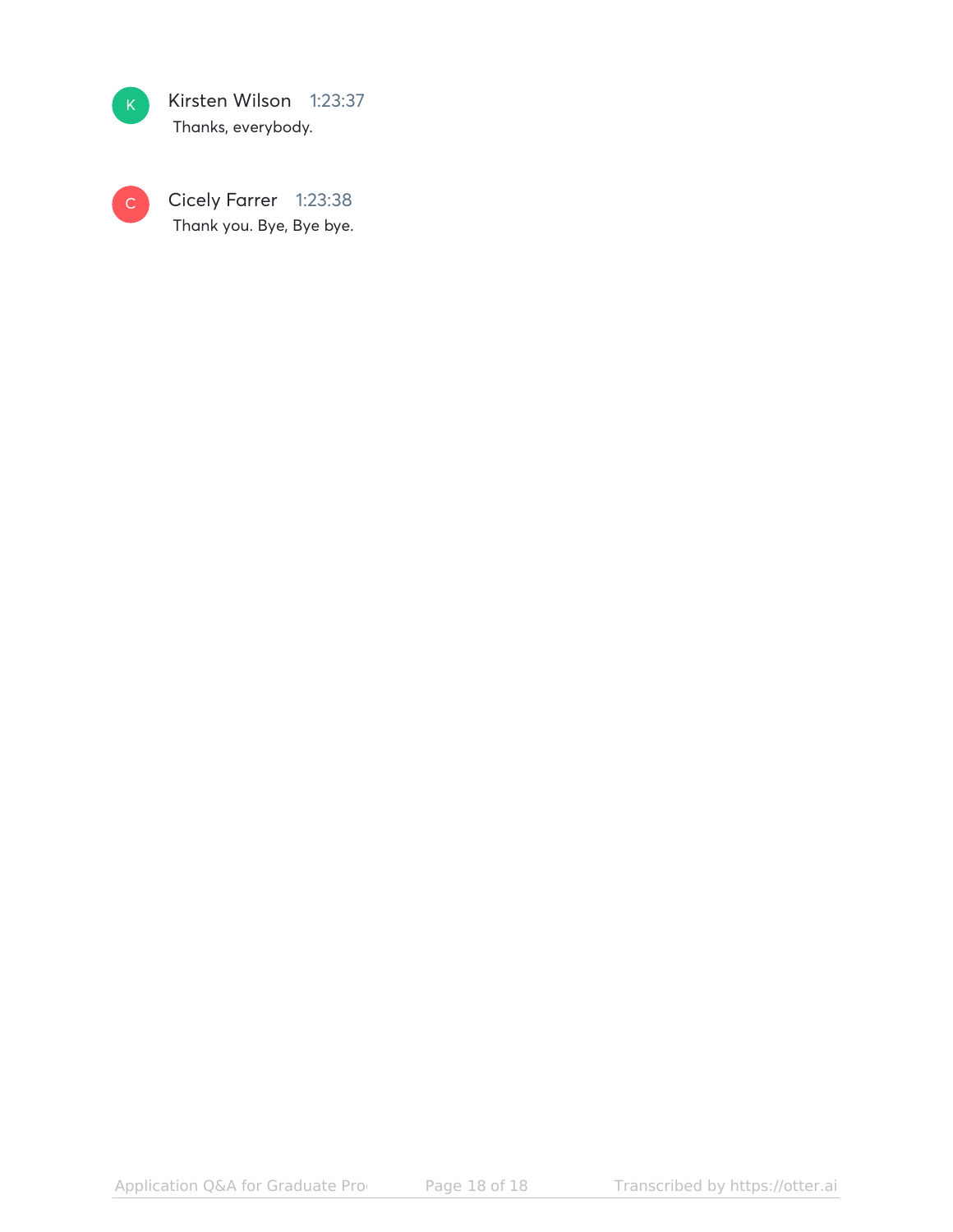K

Kirsten Wilson 1:23:37

Thanks, everybody.

C

Cicely Farrer 1:23:38

Thank you. Bye, Bye bye.